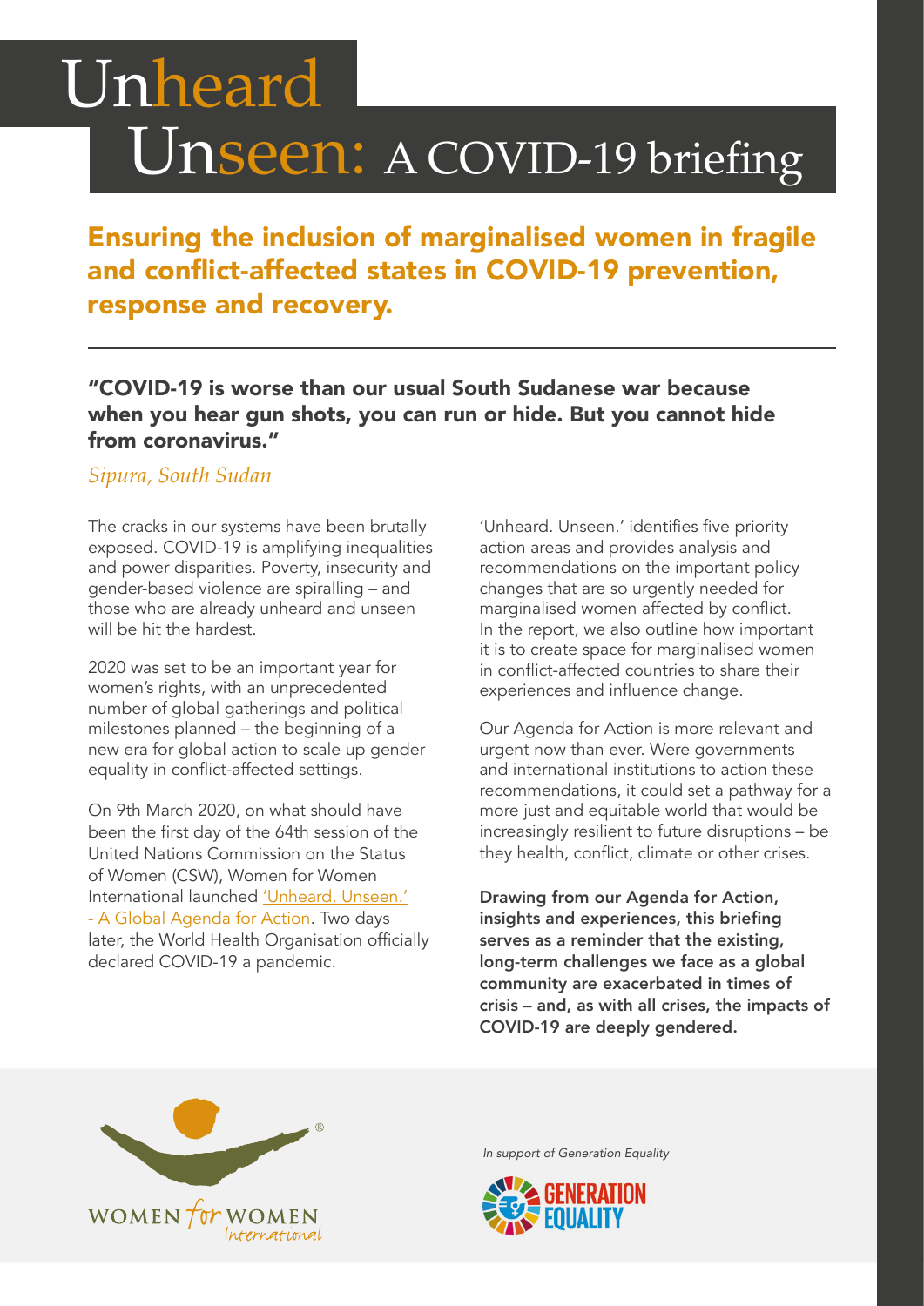# Unheard Unseen: A COVID-19 briefing

## Ensuring the inclusion of marginalised women in fragile and conflict-affected states in COVID-19 prevention, response and recovery.

**"COVID-19 is worse than our usual South Sudanese war because when you hear gun shots, you can run or hide. But you cannot hide from coronavirus."**

*Sipura, South Sudan*

The cracks in our systems have been brutally exposed. COVID-19 is amplifying inequalities and power disparities. Poverty, insecurity and gender-based violence are spiralling – and those who are already unheard and unseen will be hit the hardest.

2020 was set to be an important year for women's rights, with an unprecedented number of global gatherings and political milestones planned – the beginning of a new era for global action to scale up gender equality in conflict-affected settings.

On 9th March 2020, on what should have been the first day of the 64th session of the United Nations Commission on the Status of Women (CSW), Women for Women International launched 'Unheard. Unseen.' - A Global Agenda for Action. Two days later, the World Health Organisation officially declared COVID-19 a pandemic.

'Unheard. Unseen.' identifies five priority action areas and provides analysis and recommendations on the important policy changes that are so urgently needed for marginalised women affected by conflict. In the report, we also outline how important it is to create space for marginalised women in conflict-affected countries to share their experiences and influence change.

Our Agenda for Action is more relevant and urgent now than ever. Were governments and international institutions to action these recommendations, it could set a pathway for a more just and equitable world that would be increasingly resilient to future disruptions – be they health, conflict, climate or other crises.

**Drawing from our Agenda for Action, insights and experiences, this briefing serves as a reminder that the existing, long-term challenges we face as a global community are exacerbated in times of crisis – and, as with all crises, the impacts of COVID-19 are deeply gendered.**

WOMEN for WOMEN International

*In support of Generation Equality*

GENERATION EQUALITY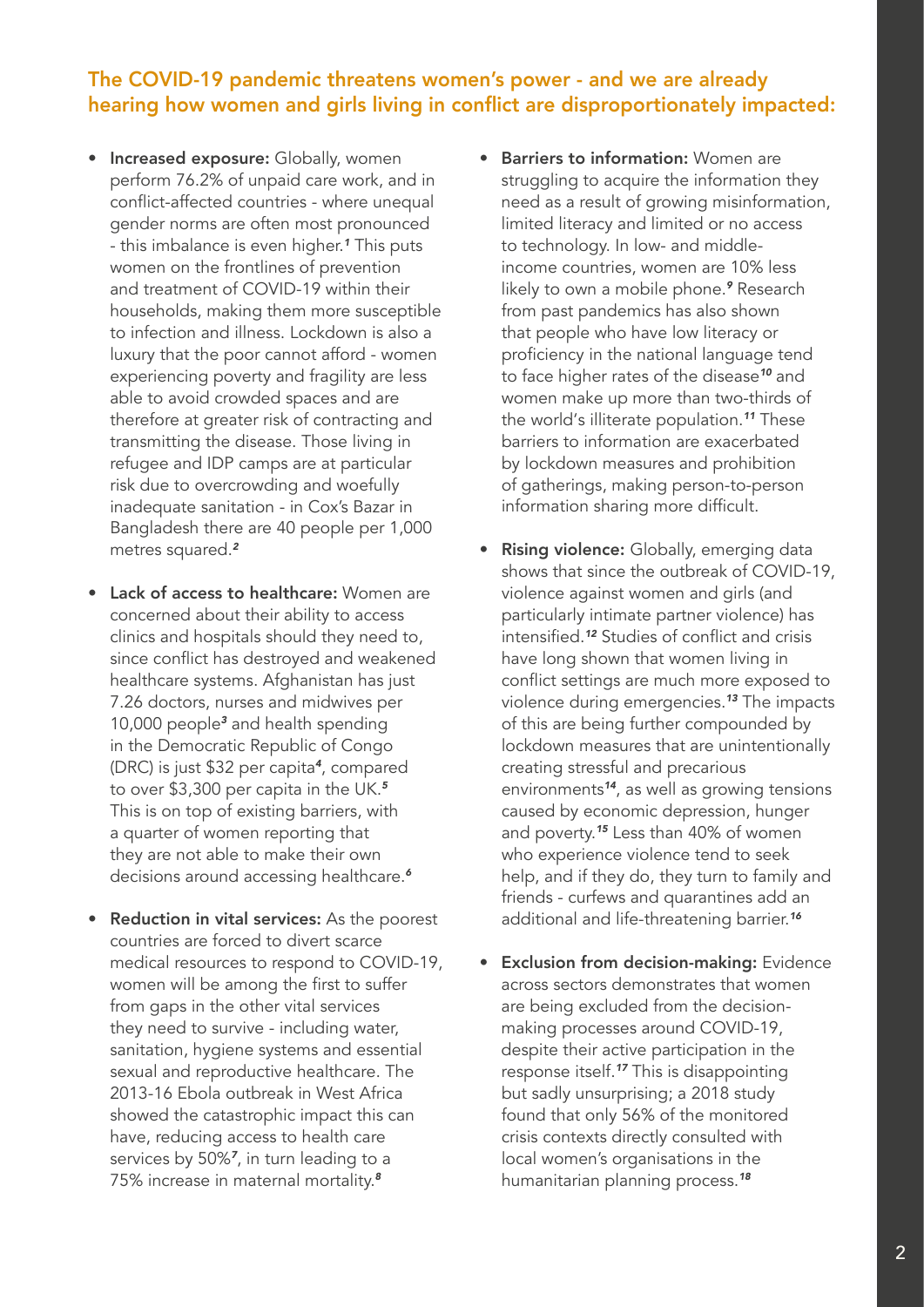## The COVID-19 pandemic threatens women's power - and we are already hearing how women and girls living in conflict are disproportionately impacted:

- **Increased exposure:** Globally, women perform 76.2% of unpaid care work, and in conflict-affected countries - where unequal gender norms are often most pronounced - this imbalance is even higher.[1] This puts women on the frontlines of prevention and treatment of COVID-19 within their households, making them more susceptible to infection and illness. Lockdown is also a luxury that the poor cannot afford - women experiencing poverty and fragility are less able to avoid crowded spaces and are therefore at greater risk of contracting and transmitting the disease. Those living in refugee and IDP camps are at particular risk due to overcrowding and woefully inadequate sanitation - in Cox's Bazar in Bangladesh there are 40 people per 1,000 metres squared.[2]

- **Lack of access to healthcare:** Women are concerned about their ability to access clinics and hospitals should they need to, since conflict has destroyed and weakened healthcare systems. Afghanistan has just 7.26 doctors, nurses and midwives per 10,000 people[3] and health spending in the Democratic Republic of Congo (DRC) is just $32 per capita[4], compared to over $3,300 per capita in the UK.[5] This is on top of existing barriers, with a quarter of women reporting that they are not able to make their own decisions around accessing healthcare.[6]

- **Reduction in vital services:** As the poorest countries are forced to divert scarce medical resources to respond to COVID-19, women will be among the first to suffer from gaps in the other vital services they need to survive - including water, sanitation, hygiene systems and essential sexual and reproductive healthcare. The 2013-16 Ebola outbreak in West Africa showed the catastrophic impact this can have, reducing access to health care services by 50%[7], in turn leading to a 75% increase in maternal mortality.[8]

- **Barriers to information:** Women are struggling to acquire the information they need as a result of growing misinformation, limited literacy and limited or no access to technology. In low- and middle-income countries, women are 10% less likely to own a mobile phone.[9] Research from past pandemics has also shown that people who have low literacy or proficiency in the national language tend to face higher rates of the disease[10] and women make up more than two-thirds of the world's illiterate population.[11] These barriers to information are exacerbated by lockdown measures and prohibition of gatherings, making person-to-person information sharing more difficult.

- **Rising violence:** Globally, emerging data shows that since the outbreak of COVID-19, violence against women and girls (and particularly intimate partner violence) has intensified.[12] Studies of conflict and crisis have long shown that women living in conflict settings are much more exposed to violence during emergencies.[13] The impacts of this are being further compounded by lockdown measures that are unintentionally creating stressful and precarious environments[14], as well as growing tensions caused by economic depression, hunger and poverty.[15] Less than 40% of women who experience violence tend to seek help, and if they do, they turn to family and friends - curfews and quarantines add an additional and life-threatening barrier.[16]

- **Exclusion from decision-making:** Evidence across sectors demonstrates that women are being excluded from the decision-making processes around COVID-19, despite their active participation in the response itself.[17] This is disappointing but sadly unsurprising; a 2018 study found that only 56% of the monitored crisis contexts directly consulted with local women's organisations in the humanitarian planning process.[18]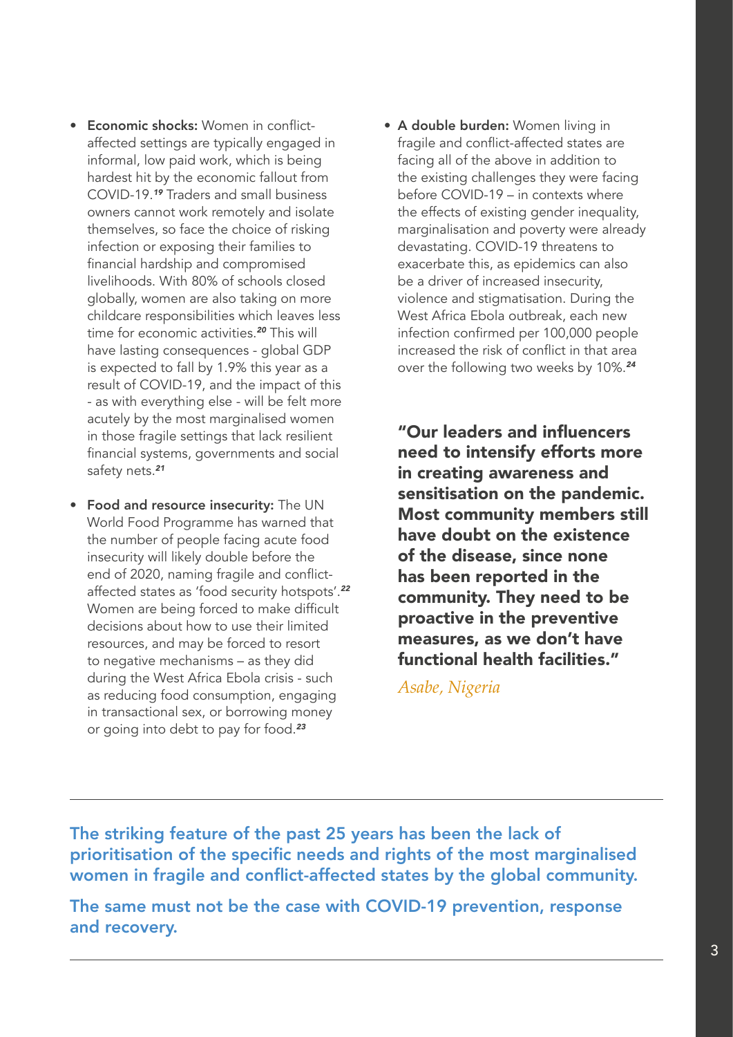- **Economic shocks:** Women in conflict-affected settings are typically engaged in informal, low paid work, which is being hardest hit by the economic fallout from COVID-19.[19] Traders and small business owners cannot work remotely and isolate themselves, so face the choice of risking infection or exposing their families to financial hardship and compromised livelihoods. With 80% of schools closed globally, women are also taking on more childcare responsibilities which leaves less time for economic activities.[20] This will have lasting consequences - global GDP is expected to fall by 1.9% this year as a result of COVID-19, and the impact of this - as with everything else - will be felt more acutely by the most marginalised women in those fragile settings that lack resilient financial systems, governments and social safety nets.[21]

- **Food and resource insecurity:** The UN World Food Programme has warned that the number of people facing acute food insecurity will likely double before the end of 2020, naming fragile and conflict-affected states as 'food security hotspots'.[22] Women are being forced to make difficult decisions about how to use their limited resources, and may be forced to resort to negative mechanisms – as they did during the West Africa Ebola crisis - such as reducing food consumption, engaging in transactional sex, or borrowing money or going into debt to pay for food.[23]

- **A double burden:** Women living in fragile and conflict-affected states are facing all of the above in addition to the existing challenges they were facing before COVID-19 – in contexts where the effects of existing gender inequality, marginalisation and poverty were already devastating. COVID-19 threatens to exacerbate this, as epidemics can also be a driver of increased insecurity, violence and stigmatisation. During the West Africa Ebola outbreak, each new infection confirmed per 100,000 people increased the risk of conflict in that area over the following two weeks by 10%.[24]

> **"Our leaders and influencers need to intensify efforts more in creating awareness and sensitisation on the pandemic. Most community members still have doubt on the existence of the disease, since none has been reported in the community. They need to be proactive in the preventive measures, as we don't have functional health facilities."**
>
> *Asabe, Nigeria*

---

**The striking feature of the past 25 years has been the lack of prioritisation of the specific needs and rights of the most marginalised women in fragile and conflict-affected states by the global community.**

**The same must not be the case with COVID-19 prevention, response and recovery.**

---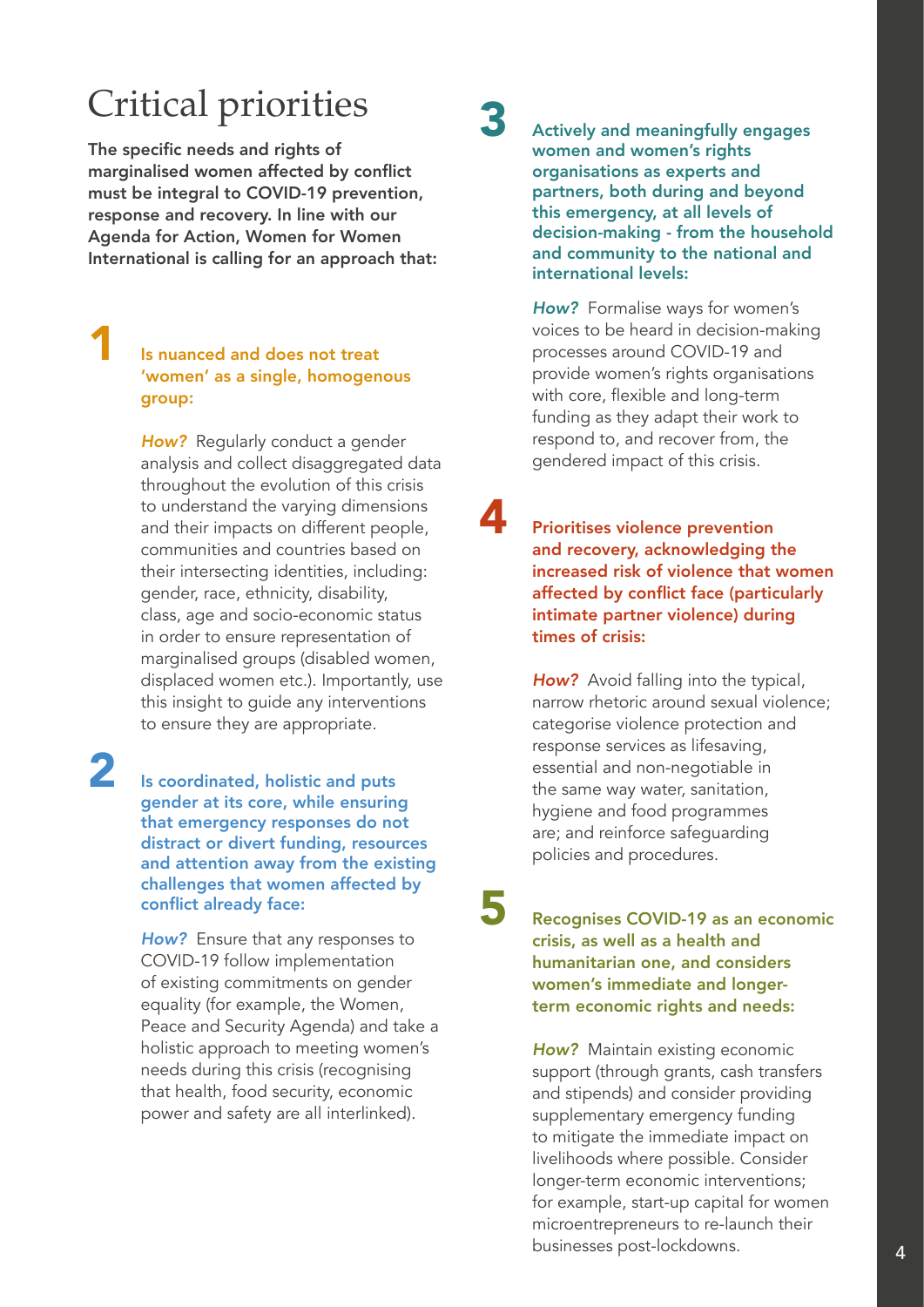# Critical priorities

**The specific needs and rights of marginalised women affected by conflict must be integral to COVID-19 prevention, response and recovery. In line with our Agenda for Action, Women for Women International is calling for an approach that:**

## 1

**Is nuanced and does not treat 'women' as a single, homogenous group:**

***How?*** Regularly conduct a gender analysis and collect disaggregated data throughout the evolution of this crisis to understand the varying dimensions and their impacts on different people, communities and countries based on their intersecting identities, including: gender, race, ethnicity, disability, class, age and socio-economic status in order to ensure representation of marginalised groups (disabled women, displaced women etc.). Importantly, use this insight to guide any interventions to ensure they are appropriate.

## 2

**Is coordinated, holistic and puts gender at its core, while ensuring that emergency responses do not distract or divert funding, resources and attention away from the existing challenges that women affected by conflict already face:**

***How?*** Ensure that any responses to COVID-19 follow implementation of existing commitments on gender equality (for example, the Women, Peace and Security Agenda) and take a holistic approach to meeting women's needs during this crisis (recognising that health, food security, economic power and safety are all interlinked).

## 3

**Actively and meaningfully engages women and women's rights organisations as experts and partners, both during and beyond this emergency, at all levels of decision-making - from the household and community to the national and international levels:**

***How?*** Formalise ways for women's voices to be heard in decision-making processes around COVID-19 and provide women's rights organisations with core, flexible and long-term funding as they adapt their work to respond to, and recover from, the gendered impact of this crisis.

## 4

**Prioritises violence prevention and recovery, acknowledging the increased risk of violence that women affected by conflict face (particularly intimate partner violence) during times of crisis:**

***How?*** Avoid falling into the typical, narrow rhetoric around sexual violence; categorise violence protection and response services as lifesaving, essential and non-negotiable in the same way water, sanitation, hygiene and food programmes are; and reinforce safeguarding policies and procedures.

## 5

**Recognises COVID-19 as an economic crisis, as well as a health and humanitarian one, and considers women's immediate and longer-term economic rights and needs:**

***How?*** Maintain existing economic support (through grants, cash transfers and stipends) and consider providing supplementary emergency funding to mitigate the immediate impact on livelihoods where possible. Consider longer-term economic interventions; for example, start-up capital for women microentrepreneurs to re-launch their businesses post-lockdowns.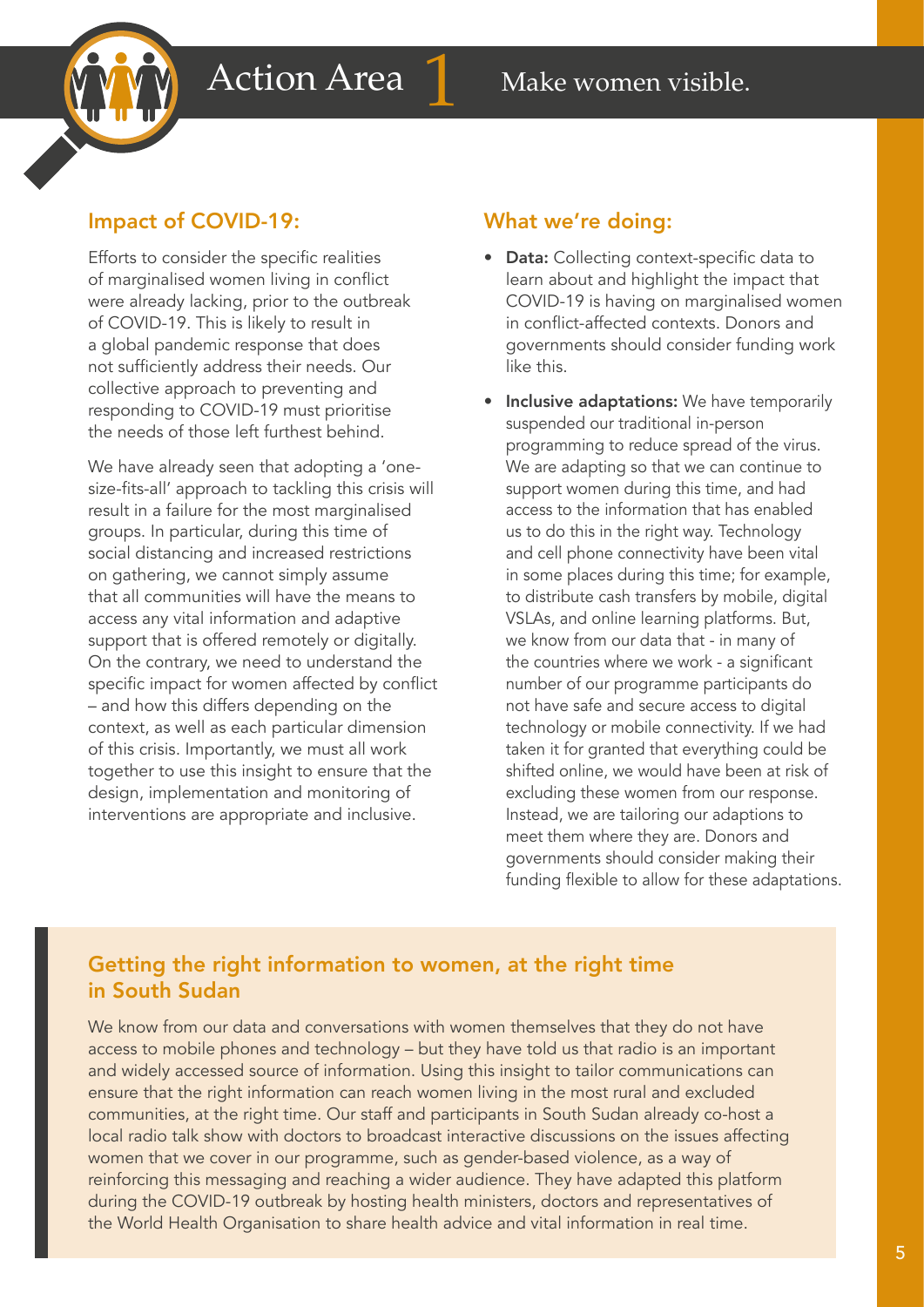# Action Area 1 Make women visible.

## Impact of COVID-19:

Efforts to consider the specific realities of marginalised women living in conflict were already lacking, prior to the outbreak of COVID-19. This is likely to result in a global pandemic response that does not sufficiently address their needs. Our collective approach to preventing and responding to COVID-19 must prioritise the needs of those left furthest behind.

We have already seen that adopting a 'one-size-fits-all' approach to tackling this crisis will result in a failure for the most marginalised groups. In particular, during this time of social distancing and increased restrictions on gathering, we cannot simply assume that all communities will have the means to access any vital information and adaptive support that is offered remotely or digitally. On the contrary, we need to understand the specific impact for women affected by conflict – and how this differs depending on the context, as well as each particular dimension of this crisis. Importantly, we must all work together to use this insight to ensure that the design, implementation and monitoring of interventions are appropriate and inclusive.

## What we're doing:

- **Data:** Collecting context-specific data to learn about and highlight the impact that COVID-19 is having on marginalised women in conflict-affected contexts. Donors and governments should consider funding work like this.
- **Inclusive adaptations:** We have temporarily suspended our traditional in-person programming to reduce spread of the virus. We are adapting so that we can continue to support women during this time, and had access to the information that has enabled us to do this in the right way. Technology and cell phone connectivity have been vital in some places during this time; for example, to distribute cash transfers by mobile, digital VSLAs, and online learning platforms. But, we know from our data that - in many of the countries where we work - a significant number of our programme participants do not have safe and secure access to digital technology or mobile connectivity. If we had taken it for granted that everything could be shifted online, we would have been at risk of excluding these women from our response. Instead, we are tailoring our adaptions to meet them where they are. Donors and governments should consider making their funding flexible to allow for these adaptations.

## Getting the right information to women, at the right time in South Sudan

We know from our data and conversations with women themselves that they do not have access to mobile phones and technology – but they have told us that radio is an important and widely accessed source of information. Using this insight to tailor communications can ensure that the right information can reach women living in the most rural and excluded communities, at the right time. Our staff and participants in South Sudan already co-host a local radio talk show with doctors to broadcast interactive discussions on the issues affecting women that we cover in our programme, such as gender-based violence, as a way of reinforcing this messaging and reaching a wider audience. They have adapted this platform during the COVID-19 outbreak by hosting health ministers, doctors and representatives of the World Health Organisation to share health advice and vital information in real time.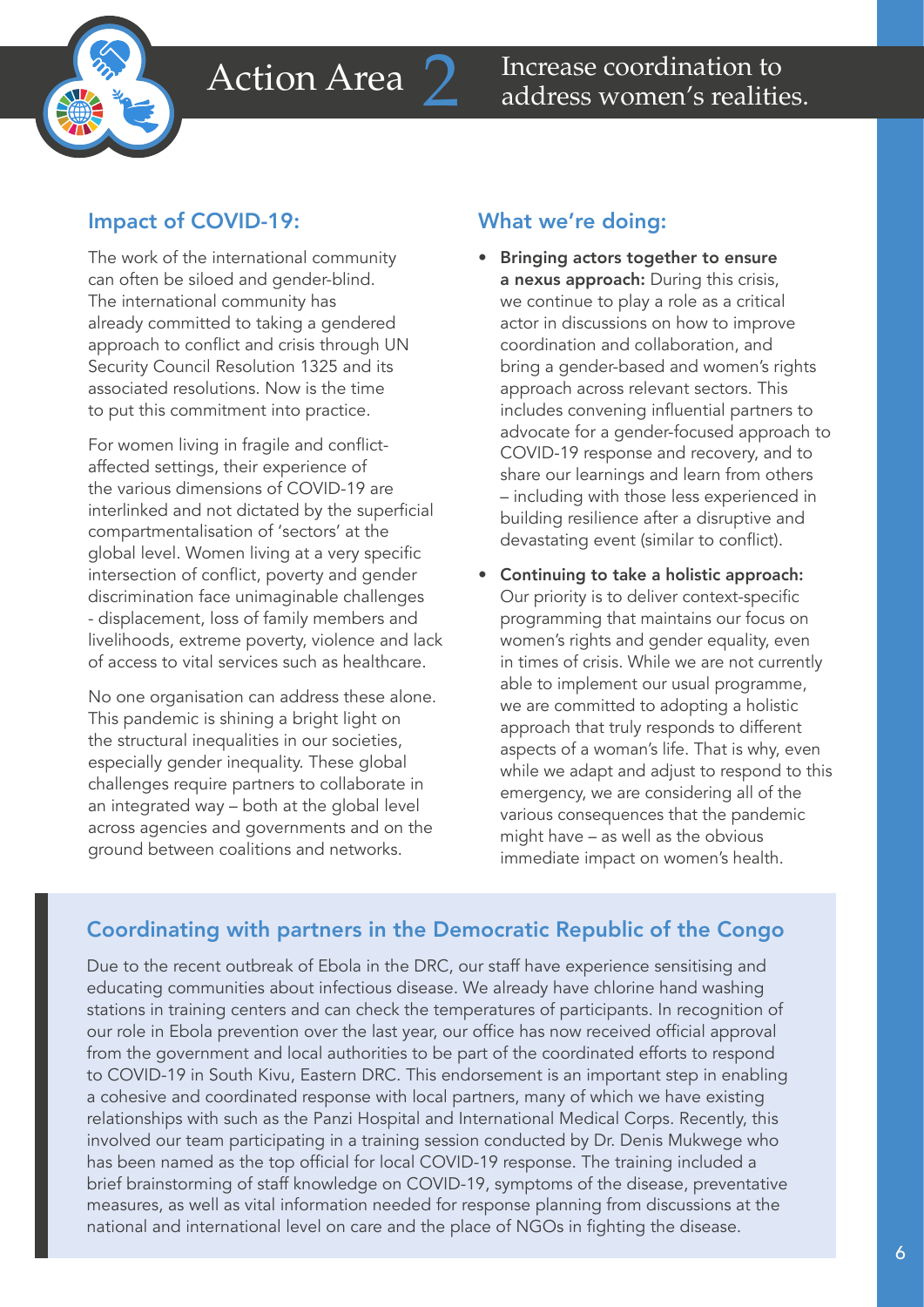# Action Area 2 Increase coordination to address women's realities.

## Impact of COVID-19:

The work of the international community can often be siloed and gender-blind. The international community has already committed to taking a gendered approach to conflict and crisis through UN Security Council Resolution 1325 and its associated resolutions. Now is the time to put this commitment into practice.

For women living in fragile and conflict-affected settings, their experience of the various dimensions of COVID-19 are interlinked and not dictated by the superficial compartmentalisation of 'sectors' at the global level. Women living at a very specific intersection of conflict, poverty and gender discrimination face unimaginable challenges - displacement, loss of family members and livelihoods, extreme poverty, violence and lack of access to vital services such as healthcare.

No one organisation can address these alone. This pandemic is shining a bright light on the structural inequalities in our societies, especially gender inequality. These global challenges require partners to collaborate in an integrated way – both at the global level across agencies and governments and on the ground between coalitions and networks.

## What we're doing:

- **Bringing actors together to ensure a nexus approach:** During this crisis, we continue to play a role as a critical actor in discussions on how to improve coordination and collaboration, and bring a gender-based and women's rights approach across relevant sectors. This includes convening influential partners to advocate for a gender-focused approach to COVID-19 response and recovery, and to share our learnings and learn from others – including with those less experienced in building resilience after a disruptive and devastating event (similar to conflict).
- **Continuing to take a holistic approach:** Our priority is to deliver context-specific programming that maintains our focus on women's rights and gender equality, even in times of crisis. While we are not currently able to implement our usual programme, we are committed to adopting a holistic approach that truly responds to different aspects of a woman's life. That is why, even while we adapt and adjust to respond to this emergency, we are considering all of the various consequences that the pandemic might have – as well as the obvious immediate impact on women's health.

## Coordinating with partners in the Democratic Republic of the Congo

Due to the recent outbreak of Ebola in the DRC, our staff have experience sensitising and educating communities about infectious disease. We already have chlorine hand washing stations in training centers and can check the temperatures of participants. In recognition of our role in Ebola prevention over the last year, our office has now received official approval from the government and local authorities to be part of the coordinated efforts to respond to COVID-19 in South Kivu, Eastern DRC. This endorsement is an important step in enabling a cohesive and coordinated response with local partners, many of which we have existing relationships with such as the Panzi Hospital and International Medical Corps. Recently, this involved our team participating in a training session conducted by Dr. Denis Mukwege who has been named as the top official for local COVID-19 response. The training included a brief brainstorming of staff knowledge on COVID-19, symptoms of the disease, preventative measures, as well as vital information needed for response planning from discussions at the national and international level on care and the place of NGOs in fighting the disease.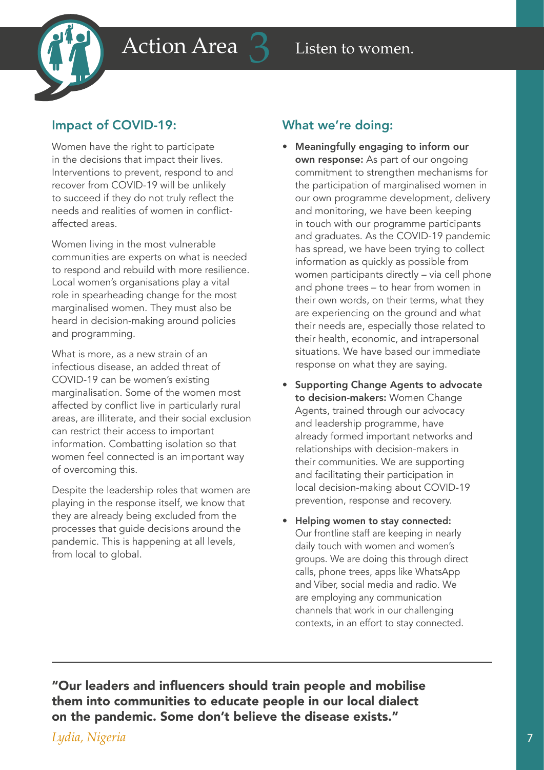# Action Area 3 Listen to women.

## Impact of COVID-19:

Women have the right to participate in the decisions that impact their lives. Interventions to prevent, respond to and recover from COVID-19 will be unlikely to succeed if they do not truly reflect the needs and realities of women in conflict-affected areas.

Women living in the most vulnerable communities are experts on what is needed to respond and rebuild with more resilience. Local women's organisations play a vital role in spearheading change for the most marginalised women. They must also be heard in decision-making around policies and programming.

What is more, as a new strain of an infectious disease, an added threat of COVID-19 can be women's existing marginalisation. Some of the women most affected by conflict live in particularly rural areas, are illiterate, and their social exclusion can restrict their access to important information. Combatting isolation so that women feel connected is an important way of overcoming this.

Despite the leadership roles that women are playing in the response itself, we know that they are already being excluded from the processes that guide decisions around the pandemic. This is happening at all levels, from local to global.

## What we're doing:

- **Meaningfully engaging to inform our own response:** As part of our ongoing commitment to strengthen mechanisms for the participation of marginalised women in our own programme development, delivery and monitoring, we have been keeping in touch with our programme participants and graduates. As the COVID-19 pandemic has spread, we have been trying to collect information as quickly as possible from women participants directly – via cell phone and phone trees – to hear from women in their own words, on their terms, what they are experiencing on the ground and what their needs are, especially those related to their health, economic, and intrapersonal situations. We have based our immediate response on what they are saying.
- **Supporting Change Agents to advocate to decision-makers:** Women Change Agents, trained through our advocacy and leadership programme, have already formed important networks and relationships with decision-makers in their communities. We are supporting and facilitating their participation in local decision-making about COVID-19 prevention, response and recovery.
- **Helping women to stay connected:** Our frontline staff are keeping in nearly daily touch with women and women's groups. We are doing this through direct calls, phone trees, apps like WhatsApp and Viber, social media and radio. We are employing any communication channels that work in our challenging contexts, in an effort to stay connected.

---

**"Our leaders and influencers should train people and mobilise them into communities to educate people in our local dialect on the pandemic. Some don't believe the disease exists."**

*Lydia, Nigeria*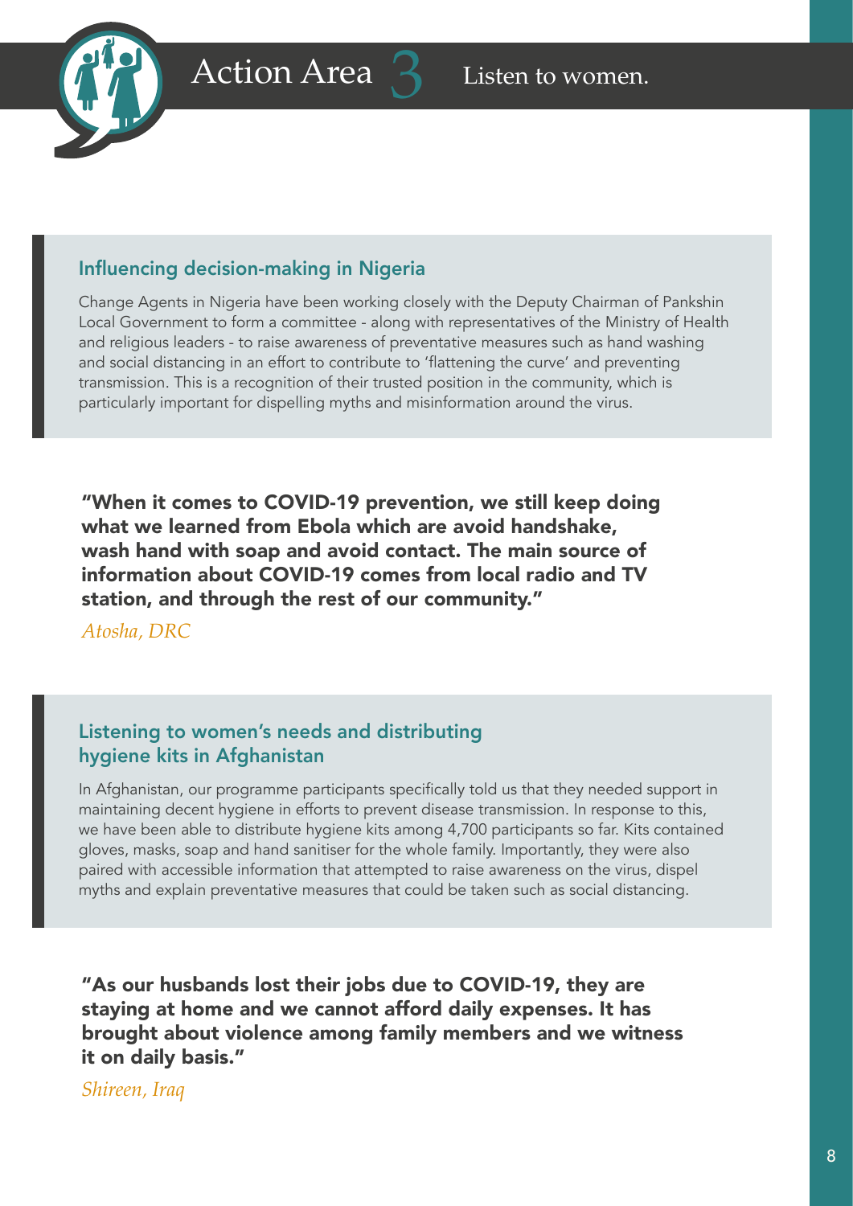# Action Area 3 Listen to women.

### Influencing decision-making in Nigeria

Change Agents in Nigeria have been working closely with the Deputy Chairman of Pankshin Local Government to form a committee - along with representatives of the Ministry of Health and religious leaders - to raise awareness of preventative measures such as hand washing and social distancing in an effort to contribute to 'flattening the curve' and preventing transmission. This is a recognition of their trusted position in the community, which is particularly important for dispelling myths and misinformation around the virus.

**"When it comes to COVID-19 prevention, we still keep doing what we learned from Ebola which are avoid handshake, wash hand with soap and avoid contact. The main source of information about COVID-19 comes from local radio and TV station, and through the rest of our community."**

*Atosha, DRC*

### Listening to women's needs and distributing hygiene kits in Afghanistan

In Afghanistan, our programme participants specifically told us that they needed support in maintaining decent hygiene in efforts to prevent disease transmission. In response to this, we have been able to distribute hygiene kits among 4,700 participants so far. Kits contained gloves, masks, soap and hand sanitiser for the whole family. Importantly, they were also paired with accessible information that attempted to raise awareness on the virus, dispel myths and explain preventative measures that could be taken such as social distancing.

**"As our husbands lost their jobs due to COVID-19, they are staying at home and we cannot afford daily expenses. It has brought about violence among family members and we witness it on daily basis."**

*Shireen, Iraq*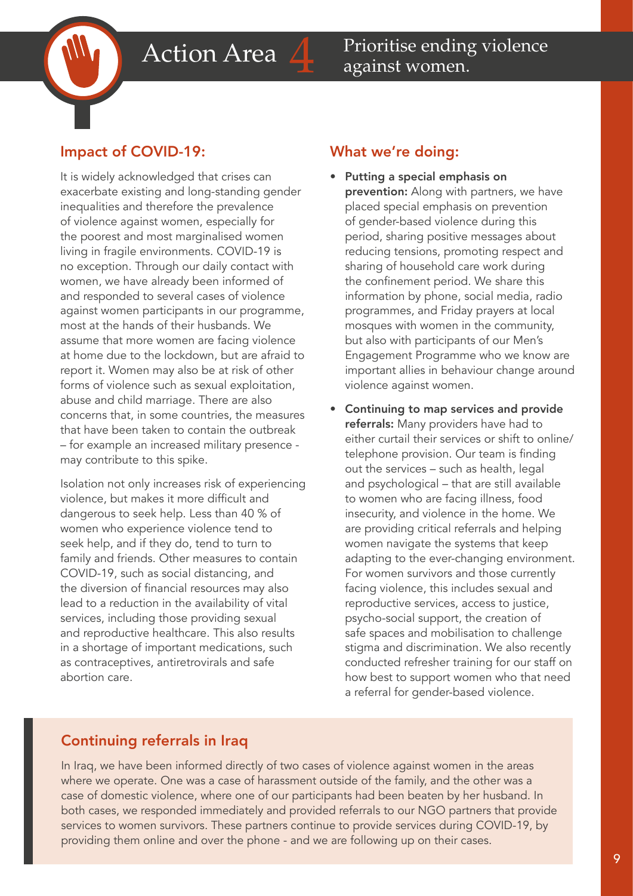# Action Area 4 Prioritise ending violence against women.

## Impact of COVID-19:

It is widely acknowledged that crises can exacerbate existing and long-standing gender inequalities and therefore the prevalence of violence against women, especially for the poorest and most marginalised women living in fragile environments. COVID-19 is no exception. Through our daily contact with women, we have already been informed of and responded to several cases of violence against women participants in our programme, most at the hands of their husbands. We assume that more women are facing violence at home due to the lockdown, but are afraid to report it. Women may also be at risk of other forms of violence such as sexual exploitation, abuse and child marriage. There are also concerns that, in some countries, the measures that have been taken to contain the outbreak – for example an increased military presence - may contribute to this spike.

Isolation not only increases risk of experiencing violence, but makes it more difficult and dangerous to seek help. Less than 40 % of women who experience violence tend to seek help, and if they do, tend to turn to family and friends. Other measures to contain COVID-19, such as social distancing, and the diversion of financial resources may also lead to a reduction in the availability of vital services, including those providing sexual and reproductive healthcare. This also results in a shortage of important medications, such as contraceptives, antiretrovirals and safe abortion care.

## What we're doing:

- **Putting a special emphasis on prevention:** Along with partners, we have placed special emphasis on prevention of gender-based violence during this period, sharing positive messages about reducing tensions, promoting respect and sharing of household care work during the confinement period. We share this information by phone, social media, radio programmes, and Friday prayers at local mosques with women in the community, but also with participants of our Men's Engagement Programme who we know are important allies in behaviour change around violence against women.
- **Continuing to map services and provide referrals:** Many providers have had to either curtail their services or shift to online/telephone provision. Our team is finding out the services – such as health, legal and psychological – that are still available to women who are facing illness, food insecurity, and violence in the home. We are providing critical referrals and helping women navigate the systems that keep adapting to the ever-changing environment. For women survivors and those currently facing violence, this includes sexual and reproductive services, access to justice, psycho-social support, the creation of safe spaces and mobilisation to challenge stigma and discrimination. We also recently conducted refresher training for our staff on how best to support women who that need a referral for gender-based violence.

## Continuing referrals in Iraq

In Iraq, we have been informed directly of two cases of violence against women in the areas where we operate. One was a case of harassment outside of the family, and the other was a case of domestic violence, where one of our participants had been beaten by her husband. In both cases, we responded immediately and provided referrals to our NGO partners that provide services to women survivors. These partners continue to provide services during COVID-19, by providing them online and over the phone - and we are following up on their cases.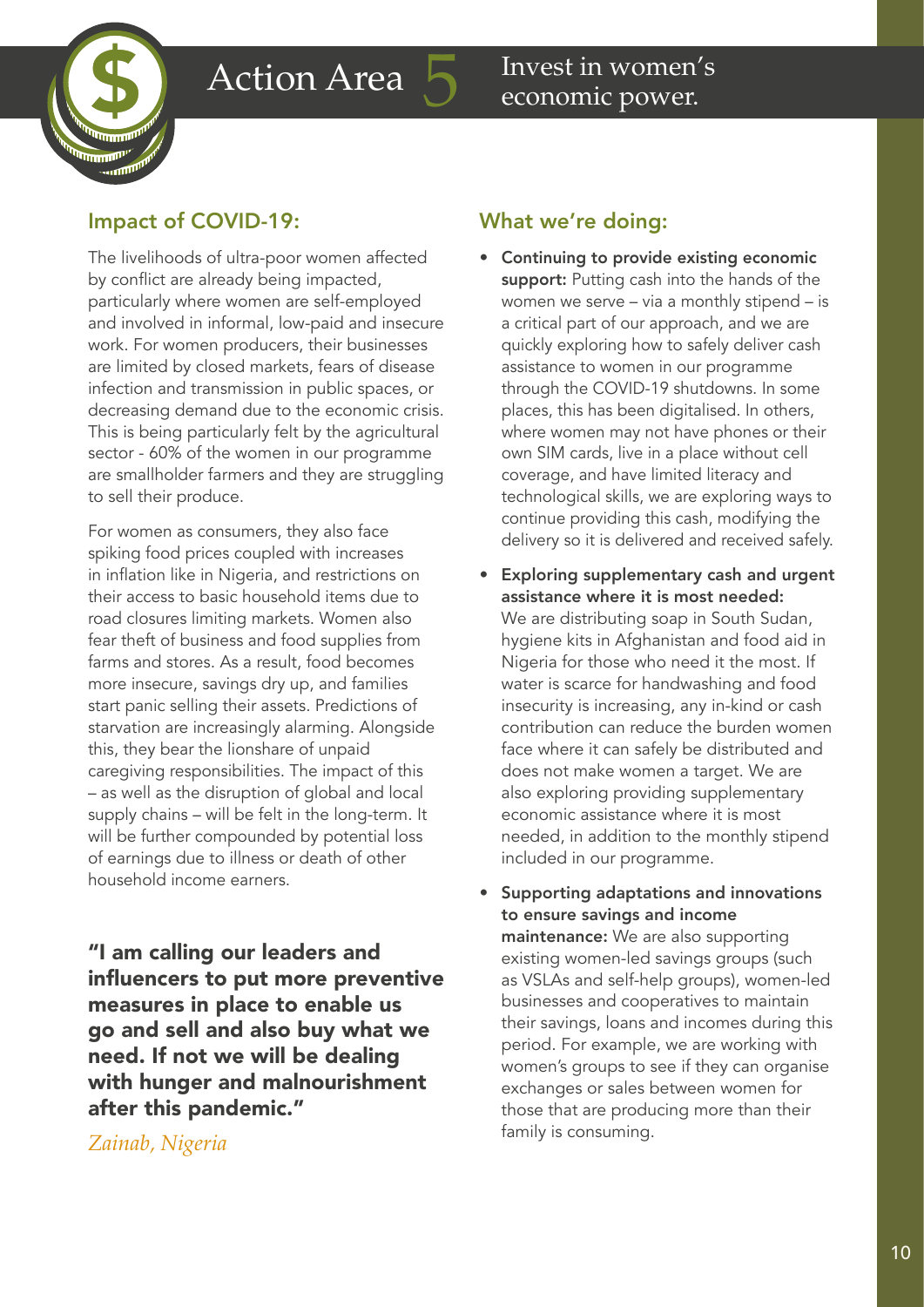# Action Area 5 Invest in women's economic power.

## Impact of COVID-19:

The livelihoods of ultra-poor women affected by conflict are already being impacted, particularly where women are self-employed and involved in informal, low-paid and insecure work. For women producers, their businesses are limited by closed markets, fears of disease infection and transmission in public spaces, or decreasing demand due to the economic crisis. This is being particularly felt by the agricultural sector - 60% of the women in our programme are smallholder farmers and they are struggling to sell their produce.

For women as consumers, they also face spiking food prices coupled with increases in inflation like in Nigeria, and restrictions on their access to basic household items due to road closures limiting markets. Women also fear theft of business and food supplies from farms and stores. As a result, food becomes more insecure, savings dry up, and families start panic selling their assets. Predictions of starvation are increasingly alarming. Alongside this, they bear the lionshare of unpaid caregiving responsibilities. The impact of this – as well as the disruption of global and local supply chains – will be felt in the long-term. It will be further compounded by potential loss of earnings due to illness or death of other household income earners.

**"I am calling our leaders and influencers to put more preventive measures in place to enable us go and sell and also buy what we need. If not we will be dealing with hunger and malnourishment after this pandemic."**

*Zainab, Nigeria*

## What we're doing:

- **Continuing to provide existing economic support:** Putting cash into the hands of the women we serve – via a monthly stipend – is a critical part of our approach, and we are quickly exploring how to safely deliver cash assistance to women in our programme through the COVID-19 shutdowns. In some places, this has been digitalised. In others, where women may not have phones or their own SIM cards, live in a place without cell coverage, and have limited literacy and technological skills, we are exploring ways to continue providing this cash, modifying the delivery so it is delivered and received safely.
- **Exploring supplementary cash and urgent assistance where it is most needed:** We are distributing soap in South Sudan, hygiene kits in Afghanistan and food aid in Nigeria for those who need it the most. If water is scarce for handwashing and food insecurity is increasing, any in-kind or cash contribution can reduce the burden women face where it can safely be distributed and does not make women a target. We are also exploring providing supplementary economic assistance where it is most needed, in addition to the monthly stipend included in our programme.
- **Supporting adaptations and innovations to ensure savings and income maintenance:** We are also supporting existing women-led savings groups (such as VSLAs and self-help groups), women-led businesses and cooperatives to maintain their savings, loans and incomes during this period. For example, we are working with women's groups to see if they can organise exchanges or sales between women for those that are producing more than their family is consuming.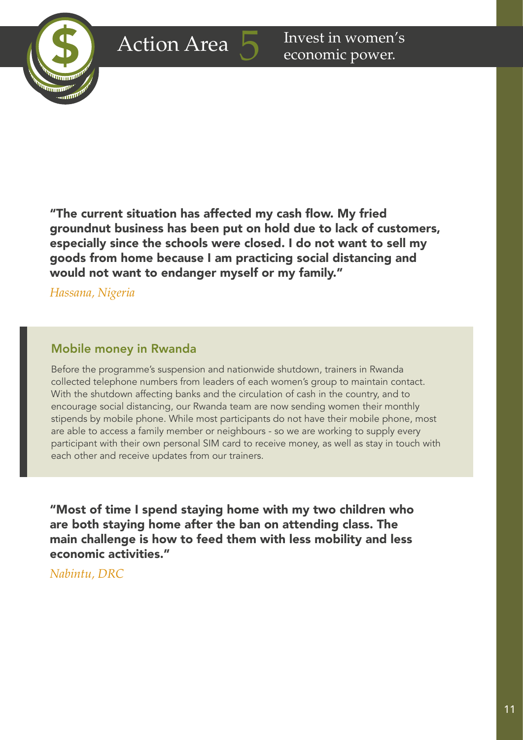# Action Area 5 Invest in women's economic power.

**"The current situation has affected my cash flow. My fried groundnut business has been put on hold due to lack of customers, especially since the schools were closed. I do not want to sell my goods from home because I am practicing social distancing and would not want to endanger myself or my family."**

*Hassana, Nigeria*

## Mobile money in Rwanda

Before the programme's suspension and nationwide shutdown, trainers in Rwanda collected telephone numbers from leaders of each women's group to maintain contact. With the shutdown affecting banks and the circulation of cash in the country, and to encourage social distancing, our Rwanda team are now sending women their monthly stipends by mobile phone. While most participants do not have their mobile phone, most are able to access a family member or neighbours - so we are working to supply every participant with their own personal SIM card to receive money, as well as stay in touch with each other and receive updates from our trainers.

**"Most of time I spend staying home with my two children who are both staying home after the ban on attending class. The main challenge is how to feed them with less mobility and less economic activities."**

*Nabintu, DRC*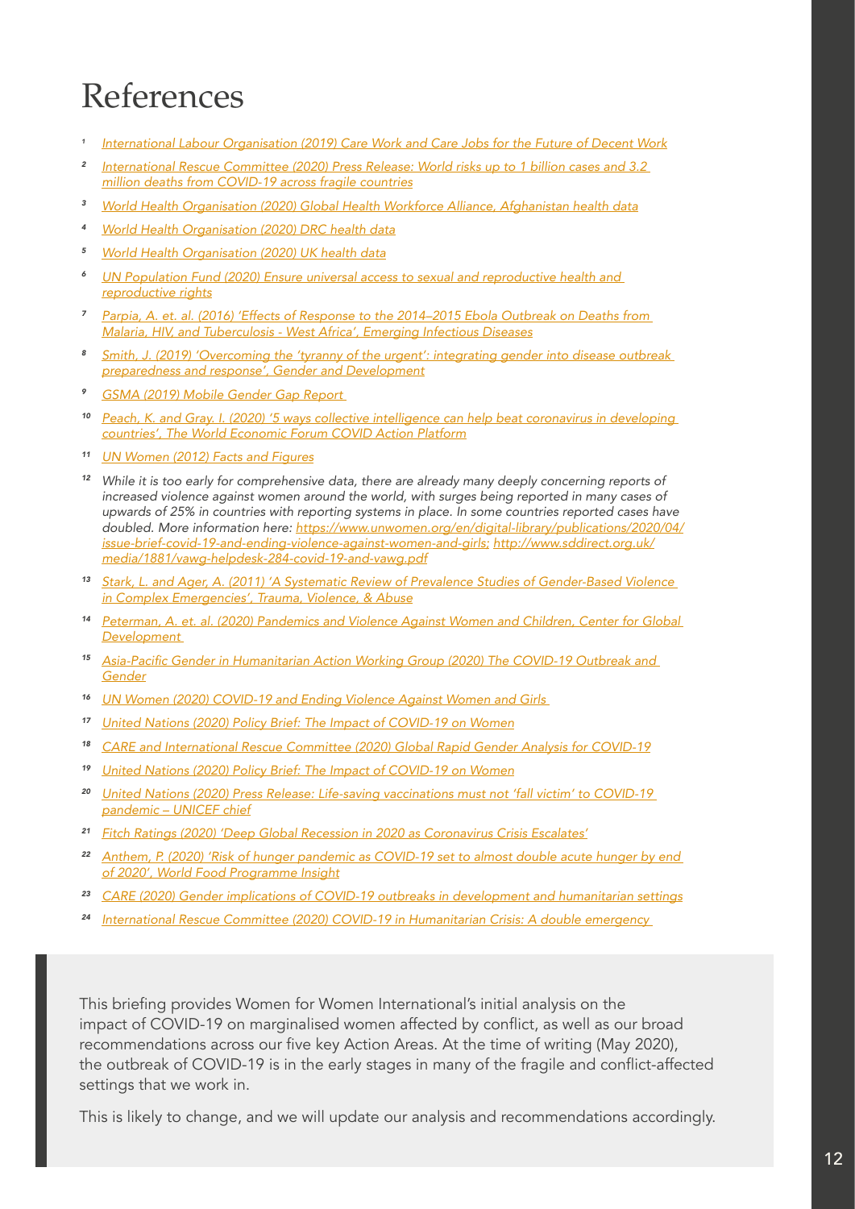# References

1. [1] International Labour Organisation (2019) Care Work and Care Jobs for the Future of Decent Work
2. [2] International Rescue Committee (2020) Press Release: World risks up to 1 billion cases and 3.2 million deaths from COVID-19 across fragile countries
3. [3] World Health Organisation (2020) Global Health Workforce Alliance, Afghanistan health data
4. [4] World Health Organisation (2020) DRC health data
5. [5] World Health Organisation (2020) UK health data
6. [6] UN Population Fund (2020) Ensure universal access to sexual and reproductive health and reproductive rights
7. [7] Parpia, A. et. al. (2016) 'Effects of Response to the 2014–2015 Ebola Outbreak on Deaths from Malaria, HIV, and Tuberculosis - West Africa', Emerging Infectious Diseases
8. [8] Smith, J. (2019) 'Overcoming the 'tyranny of the urgent': integrating gender into disease outbreak preparedness and response', Gender and Development
9. [9] GSMA (2019) Mobile Gender Gap Report
10. [10] Peach, K. and Gray. I. (2020) '5 ways collective intelligence can help beat coronavirus in developing countries', The World Economic Forum COVID Action Platform
11. [11] UN Women (2012) Facts and Figures
12. [12] *While it is too early for comprehensive data, there are already many deeply concerning reports of increased violence against women around the world, with surges being reported in many cases of upwards of 25% in countries with reporting systems in place. In some countries reported cases have doubled. More information here: https://www.unwomen.org/en/digital-library/publications/2020/04/issue-brief-covid-19-and-ending-violence-against-women-and-girls; http://www.sddirect.org.uk/media/1881/vawg-helpdesk-284-covid-19-and-vawg.pdf*
13. [13] Stark, L. and Ager, A. (2011) 'A Systematic Review of Prevalence Studies of Gender-Based Violence in Complex Emergencies', Trauma, Violence, & Abuse
14. [14] Peterman, A. et. al. (2020) Pandemics and Violence Against Women and Children, Center for Global Development
15. [15] Asia-Pacific Gender in Humanitarian Action Working Group (2020) The COVID-19 Outbreak and Gender
16. [16] UN Women (2020) COVID-19 and Ending Violence Against Women and Girls
17. [17] United Nations (2020) Policy Brief: The Impact of COVID-19 on Women
18. [18] CARE and International Rescue Committee (2020) Global Rapid Gender Analysis for COVID-19
19. [19] United Nations (2020) Policy Brief: The Impact of COVID-19 on Women
20. [20] United Nations (2020) Press Release: Life-saving vaccinations must not 'fall victim' to COVID-19 pandemic – UNICEF chief
21. [21] Fitch Ratings (2020) 'Deep Global Recession in 2020 as Coronavirus Crisis Escalates'
22. [22] Anthem, P. (2020) 'Risk of hunger pandemic as COVID-19 set to almost double acute hunger by end of 2020', World Food Programme Insight
23. [23] CARE (2020) Gender implications of COVID-19 outbreaks in development and humanitarian settings
24. [24] International Rescue Committee (2020) COVID-19 in Humanitarian Crisis: A double emergency

This briefing provides Women for Women International's initial analysis on the impact of COVID-19 on marginalised women affected by conflict, as well as our broad recommendations across our five key Action Areas. At the time of writing (May 2020), the outbreak of COVID-19 is in the early stages in many of the fragile and conflict-affected settings that we work in.

This is likely to change, and we will update our analysis and recommendations accordingly.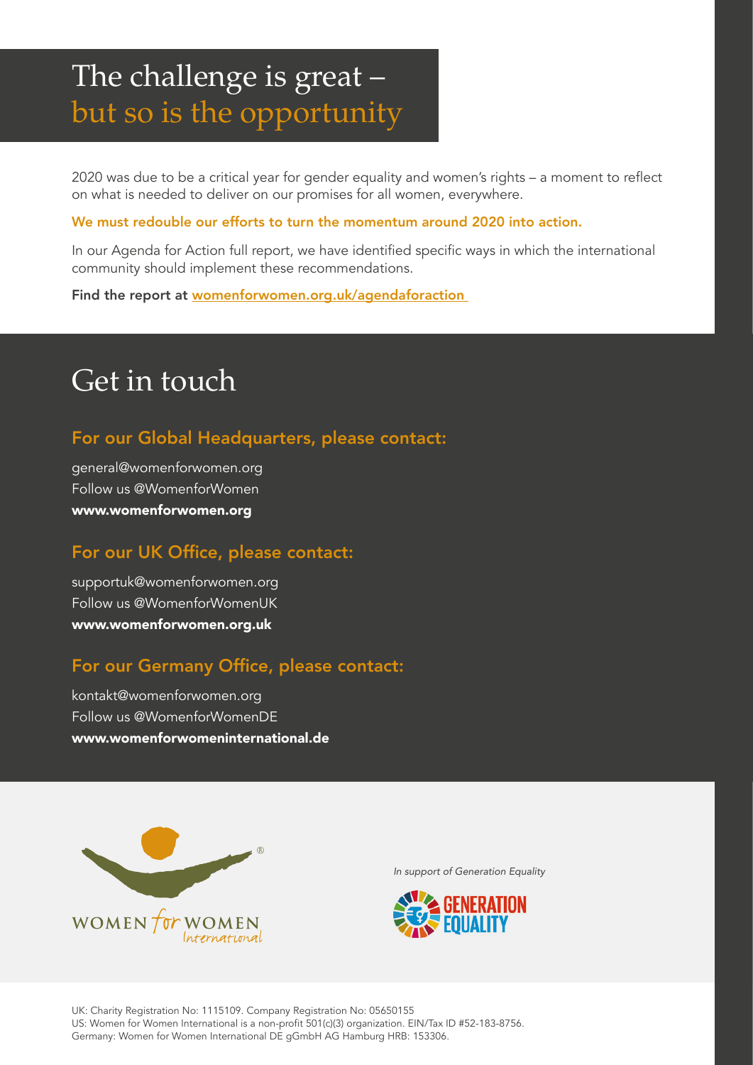# The challenge is great – but so is the opportunity

2020 was due to be a critical year for gender equality and women's rights – a moment to reflect on what is needed to deliver on our promises for all women, everywhere.

**We must redouble our efforts to turn the momentum around 2020 into action.**

In our Agenda for Action full report, we have identified specific ways in which the international community should implement these recommendations.

**Find the report at womenforwomen.org.uk/agendaforaction**

# Get in touch

## For our Global Headquarters, please contact:

general@womenforwomen.org
Follow us @WomenforWomen
**www.womenforwomen.org**

## For our UK Office, please contact:

supportuk@womenforwomen.org
Follow us @WomenforWomenUK
**www.womenforwomen.org.uk**

## For our Germany Office, please contact:

kontakt@womenforwomen.org
Follow us @WomenforWomenDE
**www.womenforwomeninternational.de**

WOMEN for WOMEN International

*In support of Generation Equality*

GENERATION EQUALITY

UK: Charity Registration No: 1115109. Company Registration No: 05650155
US: Women for Women International is a non-profit 501(c)(3) organization. EIN/Tax ID #52-183-8756.
Germany: Women for Women International DE gGmbH AG Hamburg HRB: 153306.